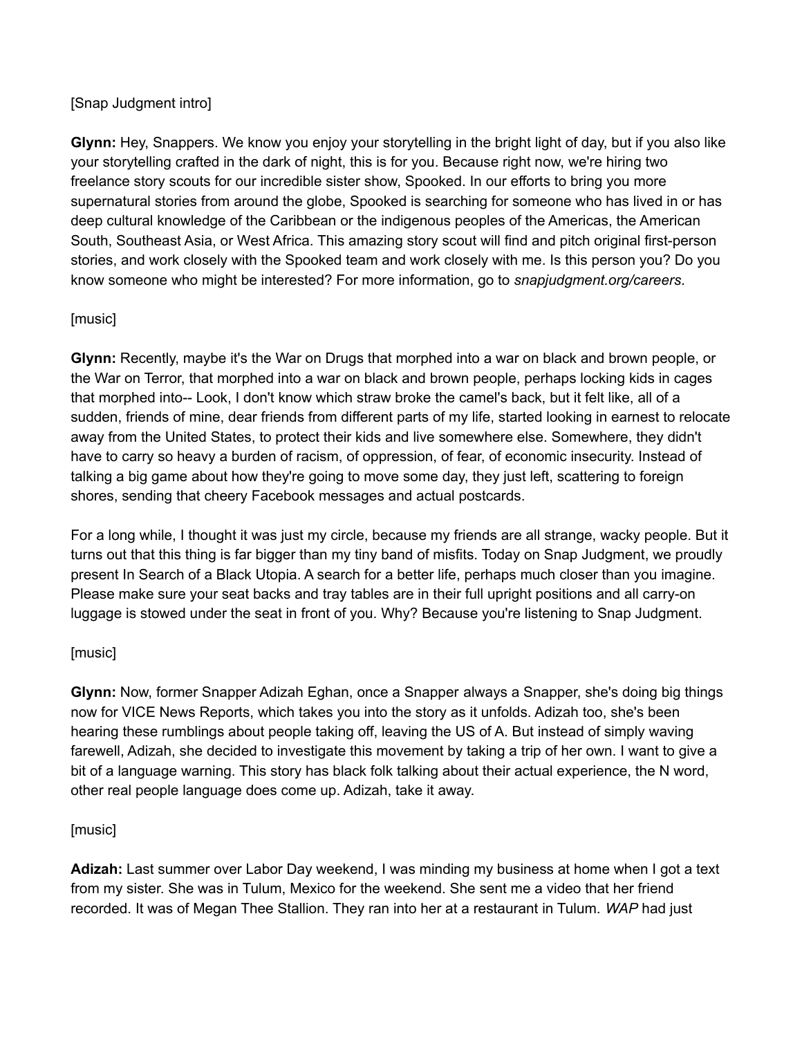[Snap Judgment intro]

**Glynn:** Hey, Snappers. We know you enjoy your storytelling in the bright light of day, but if you also like your storytelling crafted in the dark of night, this is for you. Because right now, we're hiring two freelance story scouts for our incredible sister show, Spooked. In our efforts to bring you more supernatural stories from around the globe, Spooked is searching for someone who has lived in or has deep cultural knowledge of the Caribbean or the indigenous peoples of the Americas, the American South, Southeast Asia, or West Africa. This amazing story scout will find and pitch original first-person stories, and work closely with the Spooked team and work closely with me. Is this person you? Do you know someone who might be interested? For more information, go to *snapjudgment.org/careers*.

[music]

**Glynn:** Recently, maybe it's the War on Drugs that morphed into a war on black and brown people, or the War on Terror, that morphed into a war on black and brown people, perhaps locking kids in cages that morphed into-- Look, I don't know which straw broke the camel's back, but it felt like, all of a sudden, friends of mine, dear friends from different parts of my life, started looking in earnest to relocate away from the United States, to protect their kids and live somewhere else. Somewhere, they didn't have to carry so heavy a burden of racism, of oppression, of fear, of economic insecurity. Instead of talking a big game about how they're going to move some day, they just left, scattering to foreign shores, sending that cheery Facebook messages and actual postcards.

For a long while, I thought it was just my circle, because my friends are all strange, wacky people. But it turns out that this thing is far bigger than my tiny band of misfits. Today on Snap Judgment, we proudly present In Search of a Black Utopia. A search for a better life, perhaps much closer than you imagine. Please make sure your seat backs and tray tables are in their full upright positions and all carry-on luggage is stowed under the seat in front of you. Why? Because you're listening to Snap Judgment.

[music]

**Glynn:** Now, former Snapper Adizah Eghan, once a Snapper always a Snapper, she's doing big things now for VICE News Reports, which takes you into the story as it unfolds. Adizah too, she's been hearing these rumblings about people taking off, leaving the US of A. But instead of simply waving farewell, Adizah, she decided to investigate this movement by taking a trip of her own. I want to give a bit of a language warning. This story has black folk talking about their actual experience, the N word, other real people language does come up. Adizah, take it away.

[music]

**Adizah:** Last summer over Labor Day weekend, I was minding my business at home when I got a text from my sister. She was in Tulum, Mexico for the weekend. She sent me a video that her friend recorded. It was of Megan Thee Stallion. They ran into her at a restaurant in Tulum. *WAP* had just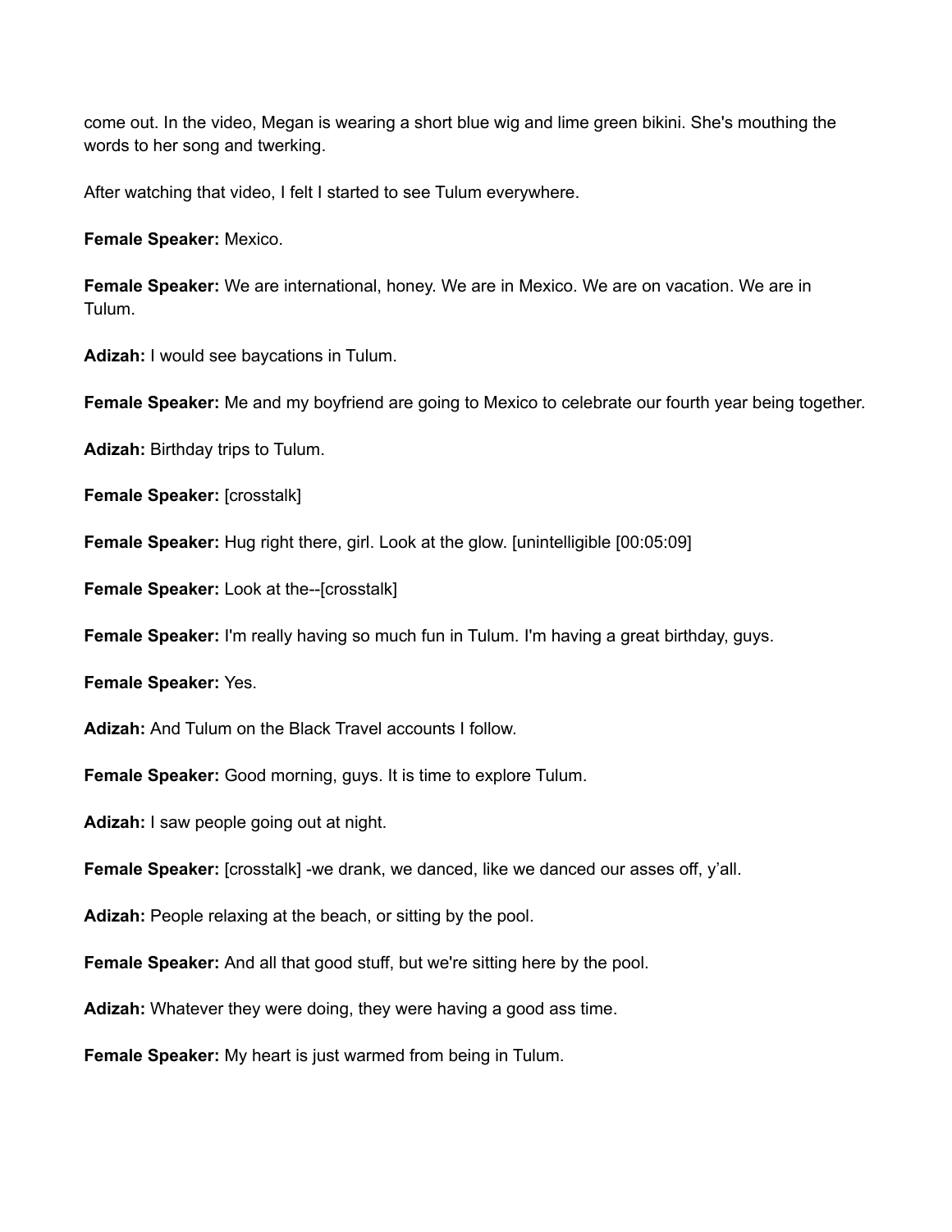come out. In the video, Megan is wearing a short blue wig and lime green bikini. She's mouthing the words to her song and twerking.

After watching that video, I felt I started to see Tulum everywhere.

**Female Speaker:** Mexico.

**Female Speaker:** We are international, honey. We are in Mexico. We are on vacation. We are in Tulum.

**Adizah:** I would see baycations in Tulum.

**Female Speaker:** Me and my boyfriend are going to Mexico to celebrate our fourth year being together.

**Adizah:** Birthday trips to Tulum.

**Female Speaker:** [crosstalk]

**Female Speaker:** Hug right there, girl. Look at the glow. [unintelligible [00:05:09]

**Female Speaker:** Look at the--[crosstalk]

**Female Speaker:** I'm really having so much fun in Tulum. I'm having a great birthday, guys.

**Female Speaker:** Yes.

**Adizah:** And Tulum on the Black Travel accounts I follow.

**Female Speaker:** Good morning, guys. It is time to explore Tulum.

**Adizah:** I saw people going out at night.

**Female Speaker:** [crosstalk] -we drank, we danced, like we danced our asses off, y'all.

**Adizah:** People relaxing at the beach, or sitting by the pool.

**Female Speaker:** And all that good stuff, but we're sitting here by the pool.

**Adizah:** Whatever they were doing, they were having a good ass time.

**Female Speaker:** My heart is just warmed from being in Tulum.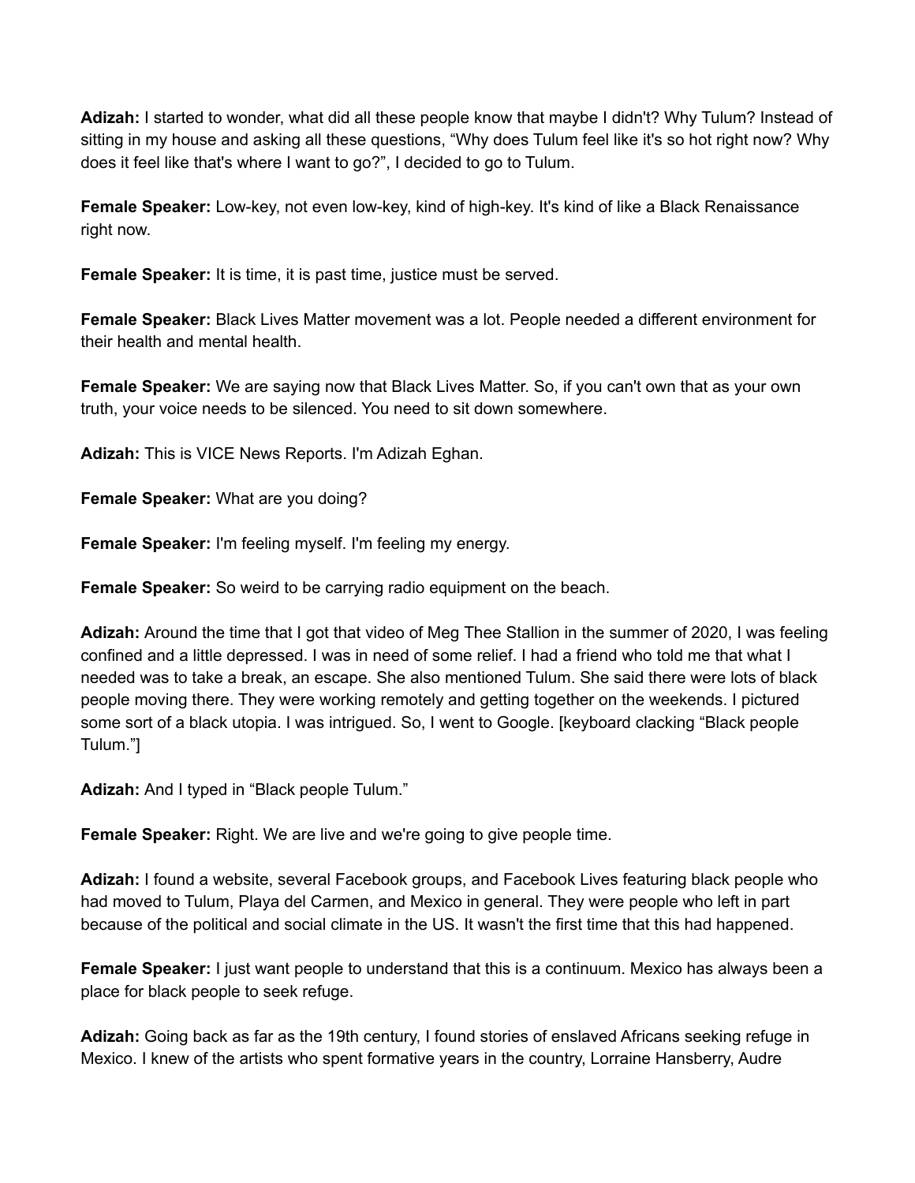**Adizah:** I started to wonder, what did all these people know that maybe I didn't? Why Tulum? Instead of sitting in my house and asking all these questions, "Why does Tulum feel like it's so hot right now? Why does it feel like that's where I want to go?", I decided to go to Tulum.

**Female Speaker:** Low-key, not even low-key, kind of high-key. It's kind of like a Black Renaissance right now.

**Female Speaker:** It is time, it is past time, justice must be served.

**Female Speaker:** Black Lives Matter movement was a lot. People needed a different environment for their health and mental health.

**Female Speaker:** We are saying now that Black Lives Matter. So, if you can't own that as your own truth, your voice needs to be silenced. You need to sit down somewhere.

**Adizah:** This is VICE News Reports. I'm Adizah Eghan.

**Female Speaker:** What are you doing?

**Female Speaker:** I'm feeling myself. I'm feeling my energy.

**Female Speaker:** So weird to be carrying radio equipment on the beach.

**Adizah:** Around the time that I got that video of Meg Thee Stallion in the summer of 2020, I was feeling confined and a little depressed. I was in need of some relief. I had a friend who told me that what I needed was to take a break, an escape. She also mentioned Tulum. She said there were lots of black people moving there. They were working remotely and getting together on the weekends. I pictured some sort of a black utopia. I was intrigued. So, I went to Google. [keyboard clacking "Black people Tulum."]

**Adizah:** And I typed in "Black people Tulum."

**Female Speaker:** Right. We are live and we're going to give people time.

**Adizah:** I found a website, several Facebook groups, and Facebook Lives featuring black people who had moved to Tulum, Playa del Carmen, and Mexico in general. They were people who left in part because of the political and social climate in the US. It wasn't the first time that this had happened.

**Female Speaker:** I just want people to understand that this is a continuum. Mexico has always been a place for black people to seek refuge.

**Adizah:** Going back as far as the 19th century, I found stories of enslaved Africans seeking refuge in Mexico. I knew of the artists who spent formative years in the country, Lorraine Hansberry, Audre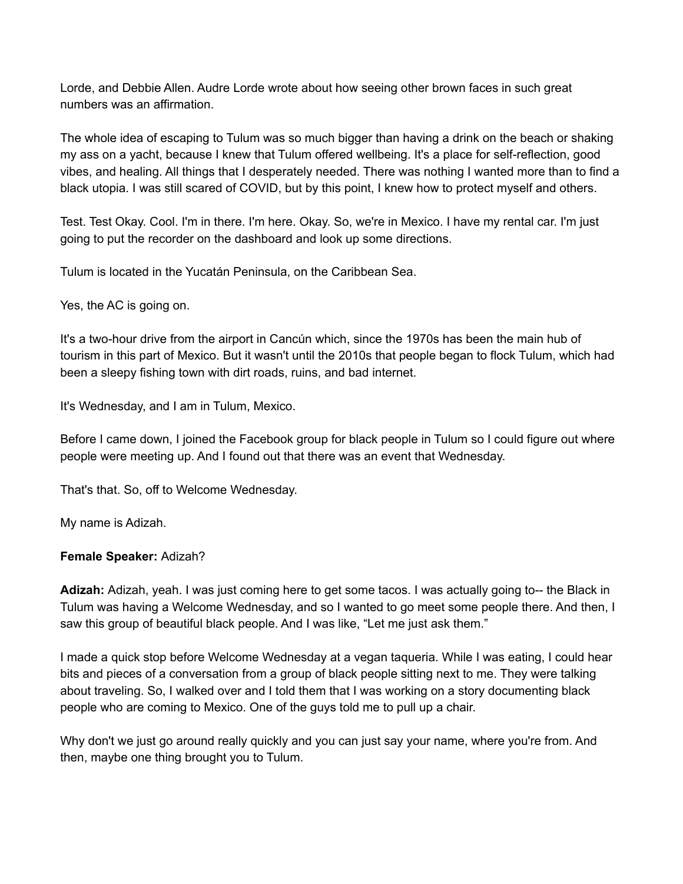Lorde, and Debbie Allen. Audre Lorde wrote about how seeing other brown faces in such great numbers was an affirmation.

The whole idea of escaping to Tulum was so much bigger than having a drink on the beach or shaking my ass on a yacht, because I knew that Tulum offered wellbeing. It's a place for self-reflection, good vibes, and healing. All things that I desperately needed. There was nothing I wanted more than to find a black utopia. I was still scared of COVID, but by this point, I knew how to protect myself and others.

Test. Test Okay. Cool. I'm in there. I'm here. Okay. So, we're in Mexico. I have my rental car. I'm just going to put the recorder on the dashboard and look up some directions.

Tulum is located in the Yucatán Peninsula, on the Caribbean Sea.

Yes, the AC is going on.

It's a two-hour drive from the airport in Cancún which, since the 1970s has been the main hub of tourism in this part of Mexico. But it wasn't until the 2010s that people began to flock Tulum, which had been a sleepy fishing town with dirt roads, ruins, and bad internet.

It's Wednesday, and I am in Tulum, Mexico.

Before I came down, I joined the Facebook group for black people in Tulum so I could figure out where people were meeting up. And I found out that there was an event that Wednesday.

That's that. So, off to Welcome Wednesday.

My name is Adizah.

**Female Speaker:** Adizah?

**Adizah:** Adizah, yeah. I was just coming here to get some tacos. I was actually going to-- the Black in Tulum was having a Welcome Wednesday, and so I wanted to go meet some people there. And then, I saw this group of beautiful black people. And I was like, "Let me just ask them."

I made a quick stop before Welcome Wednesday at a vegan taqueria. While I was eating, I could hear bits and pieces of a conversation from a group of black people sitting next to me. They were talking about traveling. So, I walked over and I told them that I was working on a story documenting black people who are coming to Mexico. One of the guys told me to pull up a chair.

Why don't we just go around really quickly and you can just say your name, where you're from. And then, maybe one thing brought you to Tulum.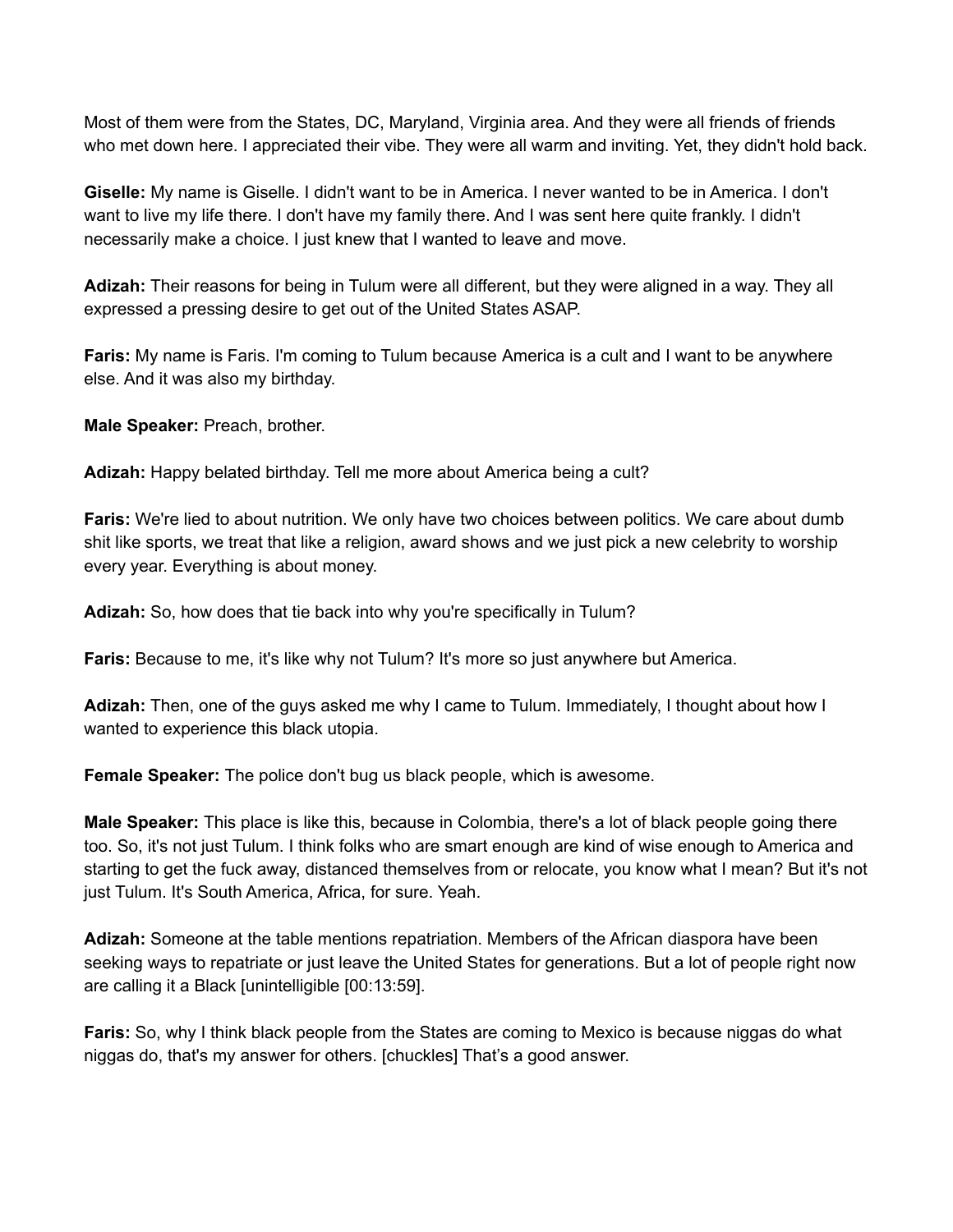Most of them were from the States, DC, Maryland, Virginia area. And they were all friends of friends who met down here. I appreciated their vibe. They were all warm and inviting. Yet, they didn't hold back.

**Giselle:** My name is Giselle. I didn't want to be in America. I never wanted to be in America. I don't want to live my life there. I don't have my family there. And I was sent here quite frankly. I didn't necessarily make a choice. I just knew that I wanted to leave and move.

**Adizah:** Their reasons for being in Tulum were all different, but they were aligned in a way. They all expressed a pressing desire to get out of the United States ASAP.

**Faris:** My name is Faris. I'm coming to Tulum because America is a cult and I want to be anywhere else. And it was also my birthday.

**Male Speaker:** Preach, brother.

**Adizah:** Happy belated birthday. Tell me more about America being a cult?

**Faris:** We're lied to about nutrition. We only have two choices between politics. We care about dumb shit like sports, we treat that like a religion, award shows and we just pick a new celebrity to worship every year. Everything is about money.

**Adizah:** So, how does that tie back into why you're specifically in Tulum?

**Faris:** Because to me, it's like why not Tulum? It's more so just anywhere but America.

**Adizah:** Then, one of the guys asked me why I came to Tulum. Immediately, I thought about how I wanted to experience this black utopia.

**Female Speaker:** The police don't bug us black people, which is awesome.

**Male Speaker:** This place is like this, because in Colombia, there's a lot of black people going there too. So, it's not just Tulum. I think folks who are smart enough are kind of wise enough to America and starting to get the fuck away, distanced themselves from or relocate, you know what I mean? But it's not just Tulum. It's South America, Africa, for sure. Yeah.

**Adizah:** Someone at the table mentions repatriation. Members of the African diaspora have been seeking ways to repatriate or just leave the United States for generations. But a lot of people right now are calling it a Black [unintelligible [00:13:59].

**Faris:** So, why I think black people from the States are coming to Mexico is because niggas do what niggas do, that's my answer for others. [chuckles] That's a good answer.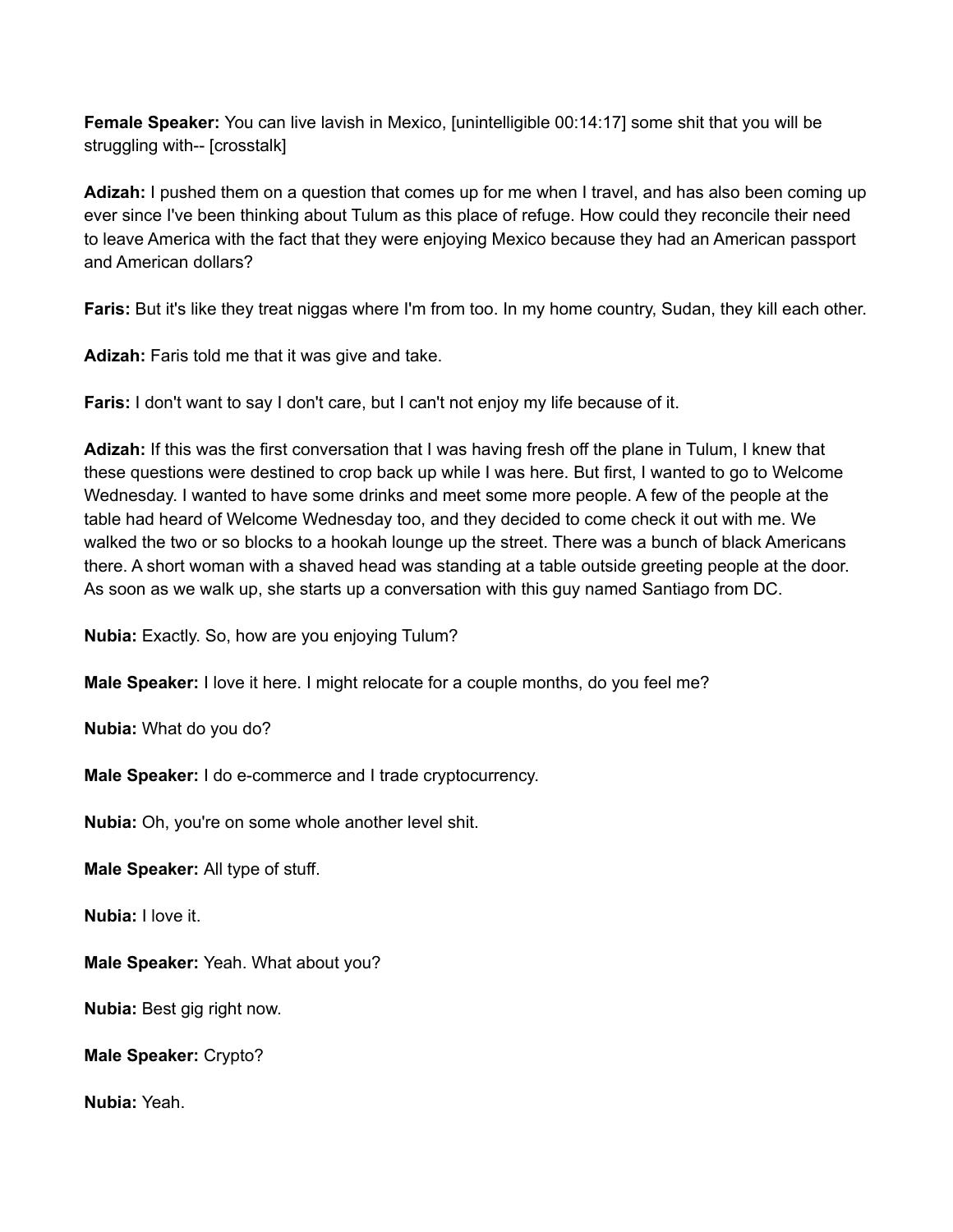**Female Speaker:** You can live lavish in Mexico, [unintelligible 00:14:17] some shit that you will be struggling with-- [crosstalk]

**Adizah:** I pushed them on a question that comes up for me when I travel, and has also been coming up ever since I've been thinking about Tulum as this place of refuge. How could they reconcile their need to leave America with the fact that they were enjoying Mexico because they had an American passport and American dollars?

**Faris:** But it's like they treat niggas where I'm from too. In my home country, Sudan, they kill each other.

**Adizah:** Faris told me that it was give and take.

**Faris:** I don't want to say I don't care, but I can't not enjoy my life because of it.

**Adizah:** If this was the first conversation that I was having fresh off the plane in Tulum, I knew that these questions were destined to crop back up while I was here. But first, I wanted to go to Welcome Wednesday. I wanted to have some drinks and meet some more people. A few of the people at the table had heard of Welcome Wednesday too, and they decided to come check it out with me. We walked the two or so blocks to a hookah lounge up the street. There was a bunch of black Americans there. A short woman with a shaved head was standing at a table outside greeting people at the door. As soon as we walk up, she starts up a conversation with this guy named Santiago from DC.

**Nubia:** Exactly. So, how are you enjoying Tulum?

**Male Speaker:** I love it here. I might relocate for a couple months, do you feel me?

**Nubia:** What do you do?

**Male Speaker:** I do e-commerce and I trade cryptocurrency.

**Nubia:** Oh, you're on some whole another level shit.

**Male Speaker:** All type of stuff.

**Nubia:** I love it.

**Male Speaker:** Yeah. What about you?

**Nubia:** Best gig right now.

**Male Speaker:** Crypto?

**Nubia:** Yeah.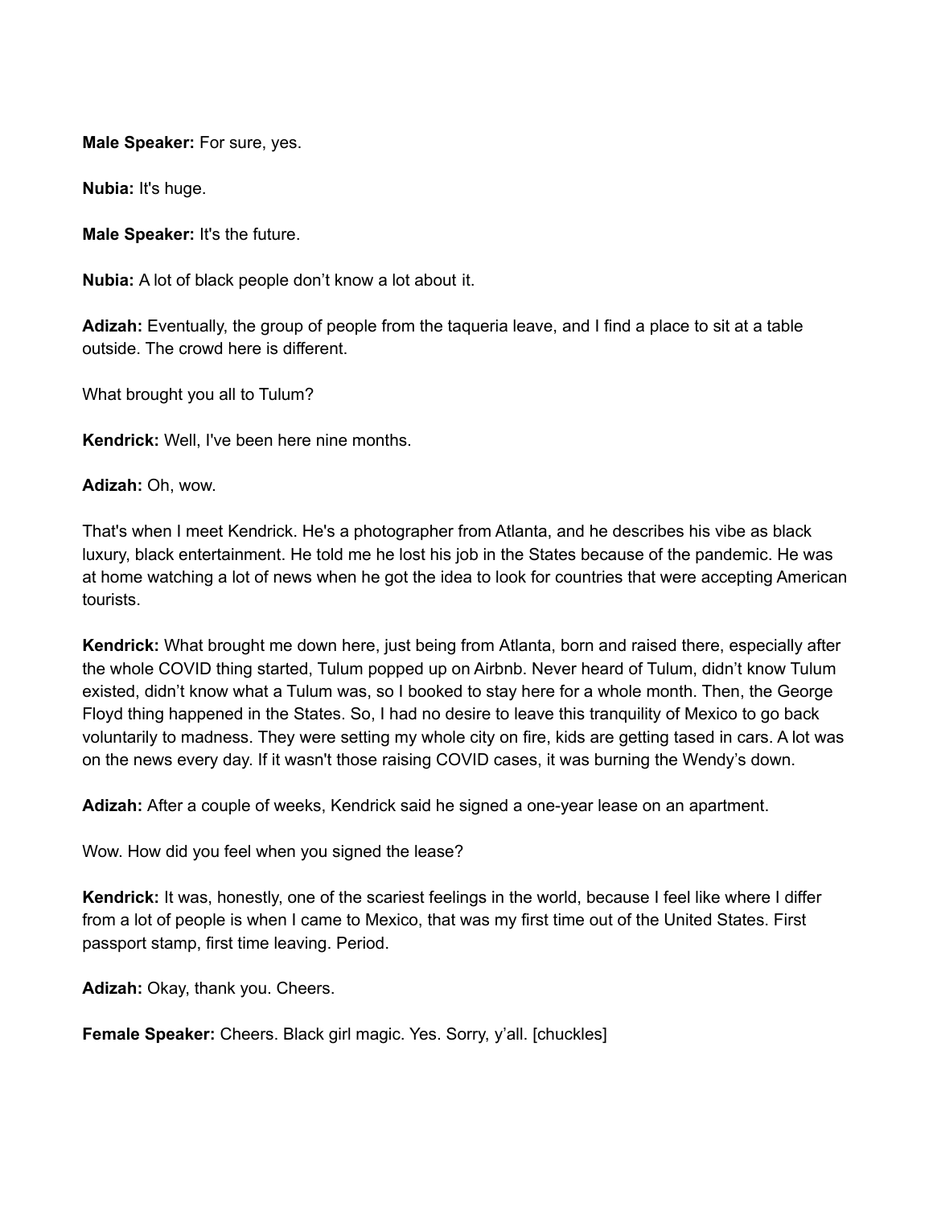**Male Speaker:** For sure, yes.

**Nubia:** It's huge.

**Male Speaker:** It's the future.

**Nubia:** A lot of black people don't know a lot about it.

**Adizah:** Eventually, the group of people from the taqueria leave, and I find a place to sit at a table outside. The crowd here is different.

What brought you all to Tulum?

**Kendrick:** Well, I've been here nine months.

**Adizah:** Oh, wow.

That's when I meet Kendrick. He's a photographer from Atlanta, and he describes his vibe as black luxury, black entertainment. He told me he lost his job in the States because of the pandemic. He was at home watching a lot of news when he got the idea to look for countries that were accepting American tourists.

**Kendrick:** What brought me down here, just being from Atlanta, born and raised there, especially after the whole COVID thing started, Tulum popped up on Airbnb. Never heard of Tulum, didn't know Tulum existed, didn't know what a Tulum was, so I booked to stay here for a whole month. Then, the George Floyd thing happened in the States. So, I had no desire to leave this tranquility of Mexico to go back voluntarily to madness. They were setting my whole city on fire, kids are getting tased in cars. A lot was on the news every day. If it wasn't those raising COVID cases, it was burning the Wendy's down.

**Adizah:** After a couple of weeks, Kendrick said he signed a one-year lease on an apartment.

Wow. How did you feel when you signed the lease?

**Kendrick:** It was, honestly, one of the scariest feelings in the world, because I feel like where I differ from a lot of people is when I came to Mexico, that was my first time out of the United States. First passport stamp, first time leaving. Period.

**Adizah:** Okay, thank you. Cheers.

**Female Speaker:** Cheers. Black girl magic. Yes. Sorry, y'all. [chuckles]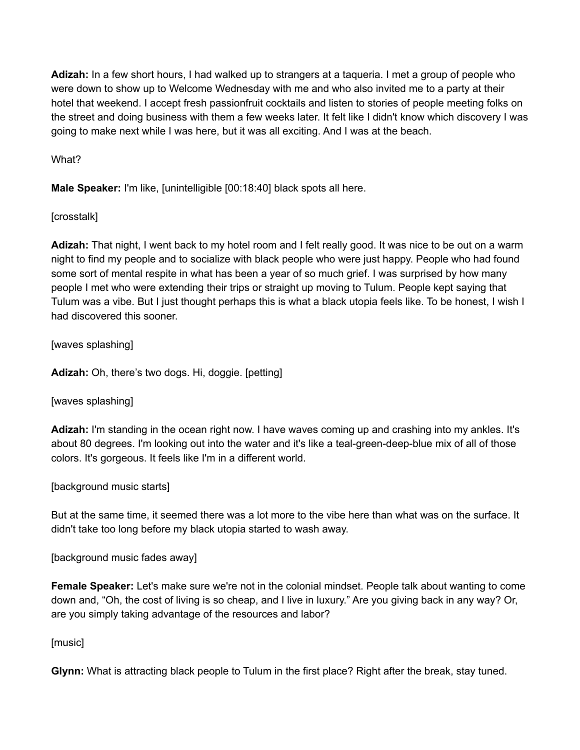**Adizah:** In a few short hours, I had walked up to strangers at a taqueria. I met a group of people who were down to show up to Welcome Wednesday with me and who also invited me to a party at their hotel that weekend. I accept fresh passionfruit cocktails and listen to stories of people meeting folks on the street and doing business with them a few weeks later. It felt like I didn't know which discovery I was going to make next while I was here, but it was all exciting. And I was at the beach.

What?

**Male Speaker:** I'm like, [unintelligible [00:18:40] black spots all here.

[crosstalk]

**Adizah:** That night, I went back to my hotel room and I felt really good. It was nice to be out on a warm night to find my people and to socialize with black people who were just happy. People who had found some sort of mental respite in what has been a year of so much grief. I was surprised by how many people I met who were extending their trips or straight up moving to Tulum. People kept saying that Tulum was a vibe. But I just thought perhaps this is what a black utopia feels like. To be honest, I wish I had discovered this sooner.

[waves splashing]

**Adizah:** Oh, there's two dogs. Hi, doggie. [petting]

[waves splashing]

**Adizah:** I'm standing in the ocean right now. I have waves coming up and crashing into my ankles. It's about 80 degrees. I'm looking out into the water and it's like a teal-green-deep-blue mix of all of those colors. It's gorgeous. It feels like I'm in a different world.

[background music starts]

But at the same time, it seemed there was a lot more to the vibe here than what was on the surface. It didn't take too long before my black utopia started to wash away.

[background music fades away]

**Female Speaker:** Let's make sure we're not in the colonial mindset. People talk about wanting to come down and, "Oh, the cost of living is so cheap, and I live in luxury." Are you giving back in any way? Or, are you simply taking advantage of the resources and labor?

[music]

**Glynn:** What is attracting black people to Tulum in the first place? Right after the break, stay tuned.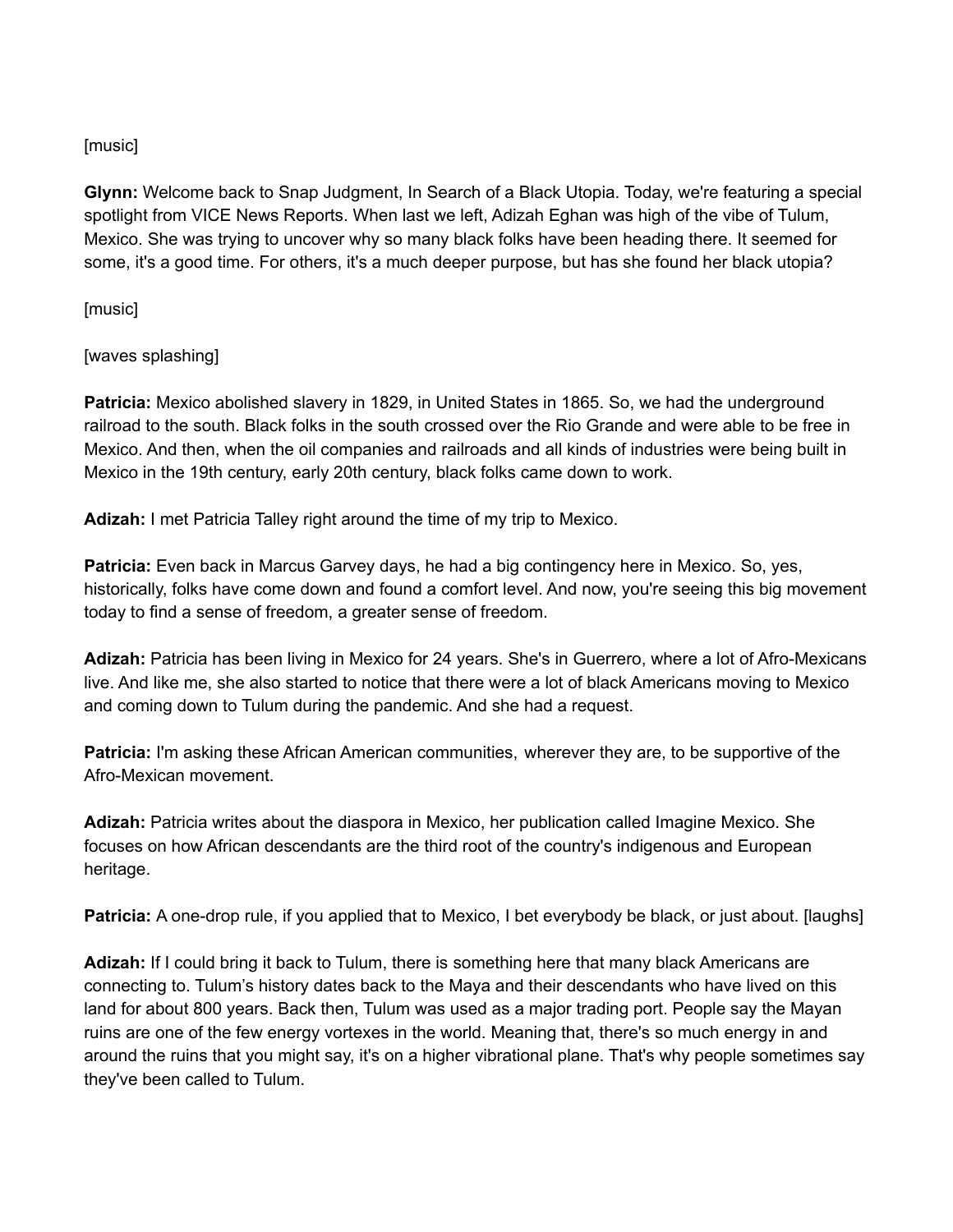[music]

**Glynn:** Welcome back to Snap Judgment, In Search of a Black Utopia. Today, we're featuring a special spotlight from VICE News Reports. When last we left, Adizah Eghan was high of the vibe of Tulum, Mexico. She was trying to uncover why so many black folks have been heading there. It seemed for some, it's a good time. For others, it's a much deeper purpose, but has she found her black utopia?

[music]

[waves splashing]

**Patricia:** Mexico abolished slavery in 1829, in United States in 1865. So, we had the underground railroad to the south. Black folks in the south crossed over the Rio Grande and were able to be free in Mexico. And then, when the oil companies and railroads and all kinds of industries were being built in Mexico in the 19th century, early 20th century, black folks came down to work.

**Adizah:** I met Patricia Talley right around the time of my trip to Mexico.

**Patricia:** Even back in Marcus Garvey days, he had a big contingency here in Mexico. So, yes, historically, folks have come down and found a comfort level. And now, you're seeing this big movement today to find a sense of freedom, a greater sense of freedom.

**Adizah:** Patricia has been living in Mexico for 24 years. She's in Guerrero, where a lot of Afro-Mexicans live. And like me, she also started to notice that there were a lot of black Americans moving to Mexico and coming down to Tulum during the pandemic. And she had a request.

**Patricia:** I'm asking these African American communities, wherever they are, to be supportive of the Afro-Mexican movement.

**Adizah:** Patricia writes about the diaspora in Mexico, her publication called Imagine Mexico. She focuses on how African descendants are the third root of the country's indigenous and European heritage.

**Patricia:** A one-drop rule, if you applied that to Mexico, I bet everybody be black, or just about. [laughs]

**Adizah:** If I could bring it back to Tulum, there is something here that many black Americans are connecting to. Tulum's history dates back to the Maya and their descendants who have lived on this land for about 800 years. Back then, Tulum was used as a major trading port. People say the Mayan ruins are one of the few energy vortexes in the world. Meaning that, there's so much energy in and around the ruins that you might say, it's on a higher vibrational plane. That's why people sometimes say they've been called to Tulum.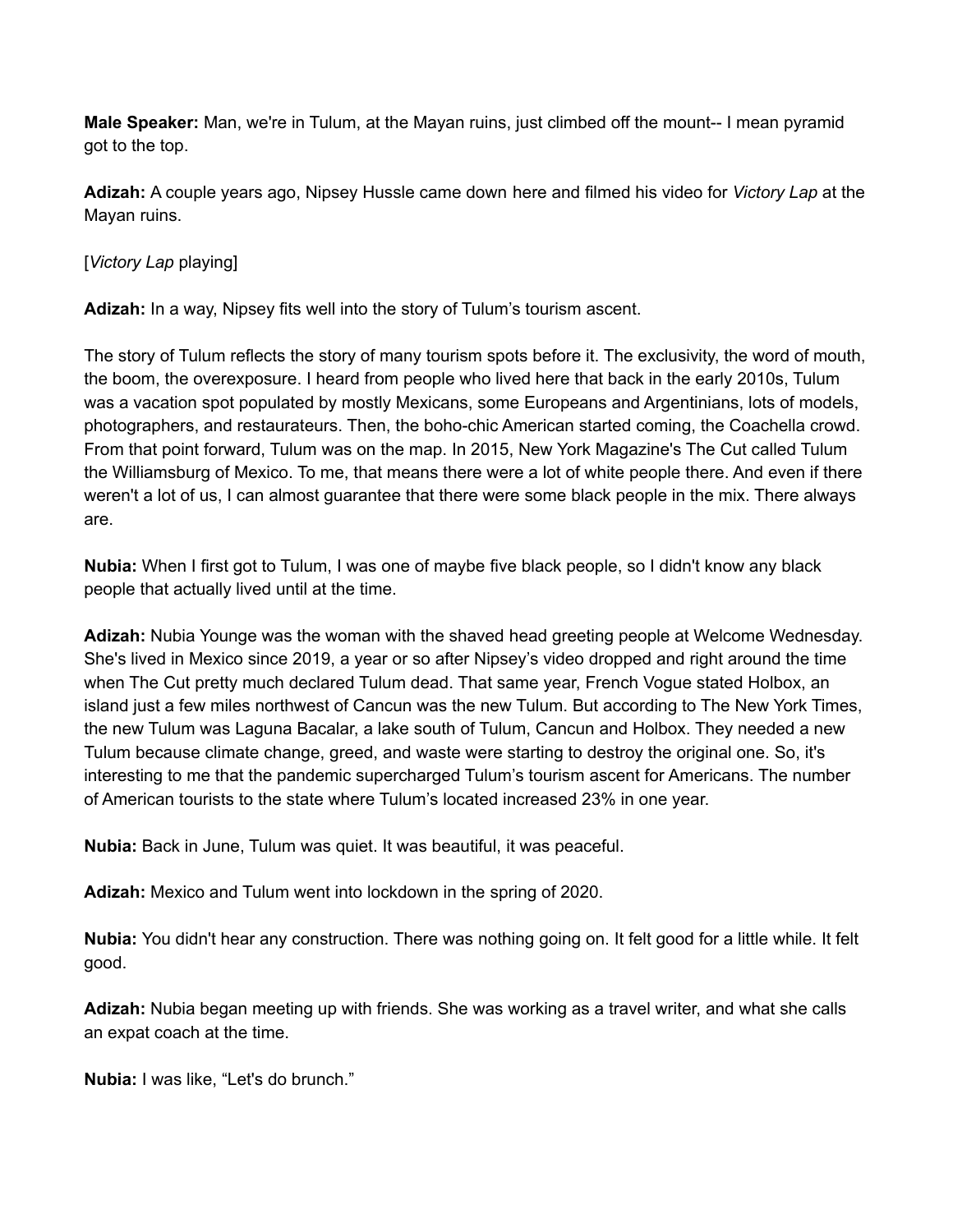**Male Speaker:** Man, we're in Tulum, at the Mayan ruins, just climbed off the mount-- I mean pyramid got to the top.

**Adizah:** A couple years ago, Nipsey Hussle came down here and filmed his video for *Victory Lap* at the Mayan ruins.

[*Victory Lap* playing]

**Adizah:** In a way, Nipsey fits well into the story of Tulum's tourism ascent.

The story of Tulum reflects the story of many tourism spots before it. The exclusivity, the word of mouth, the boom, the overexposure. I heard from people who lived here that back in the early 2010s, Tulum was a vacation spot populated by mostly Mexicans, some Europeans and Argentinians, lots of models, photographers, and restaurateurs. Then, the boho-chic American started coming, the Coachella crowd. From that point forward, Tulum was on the map. In 2015, New York Magazine's The Cut called Tulum the Williamsburg of Mexico. To me, that means there were a lot of white people there. And even if there weren't a lot of us, I can almost guarantee that there were some black people in the mix. There always are.

**Nubia:** When I first got to Tulum, I was one of maybe five black people, so I didn't know any black people that actually lived until at the time.

**Adizah:** Nubia Younge was the woman with the shaved head greeting people at Welcome Wednesday. She's lived in Mexico since 2019, a year or so after Nipsey's video dropped and right around the time when The Cut pretty much declared Tulum dead. That same year, French Vogue stated Holbox, an island just a few miles northwest of Cancun was the new Tulum. But according to The New York Times, the new Tulum was Laguna Bacalar, a lake south of Tulum, Cancun and Holbox. They needed a new Tulum because climate change, greed, and waste were starting to destroy the original one. So, it's interesting to me that the pandemic supercharged Tulum's tourism ascent for Americans. The number of American tourists to the state where Tulum's located increased 23% in one year.

**Nubia:** Back in June, Tulum was quiet. It was beautiful, it was peaceful.

**Adizah:** Mexico and Tulum went into lockdown in the spring of 2020.

**Nubia:** You didn't hear any construction. There was nothing going on. It felt good for a little while. It felt good.

**Adizah:** Nubia began meeting up with friends. She was working as a travel writer, and what she calls an expat coach at the time.

**Nubia:** I was like, "Let's do brunch."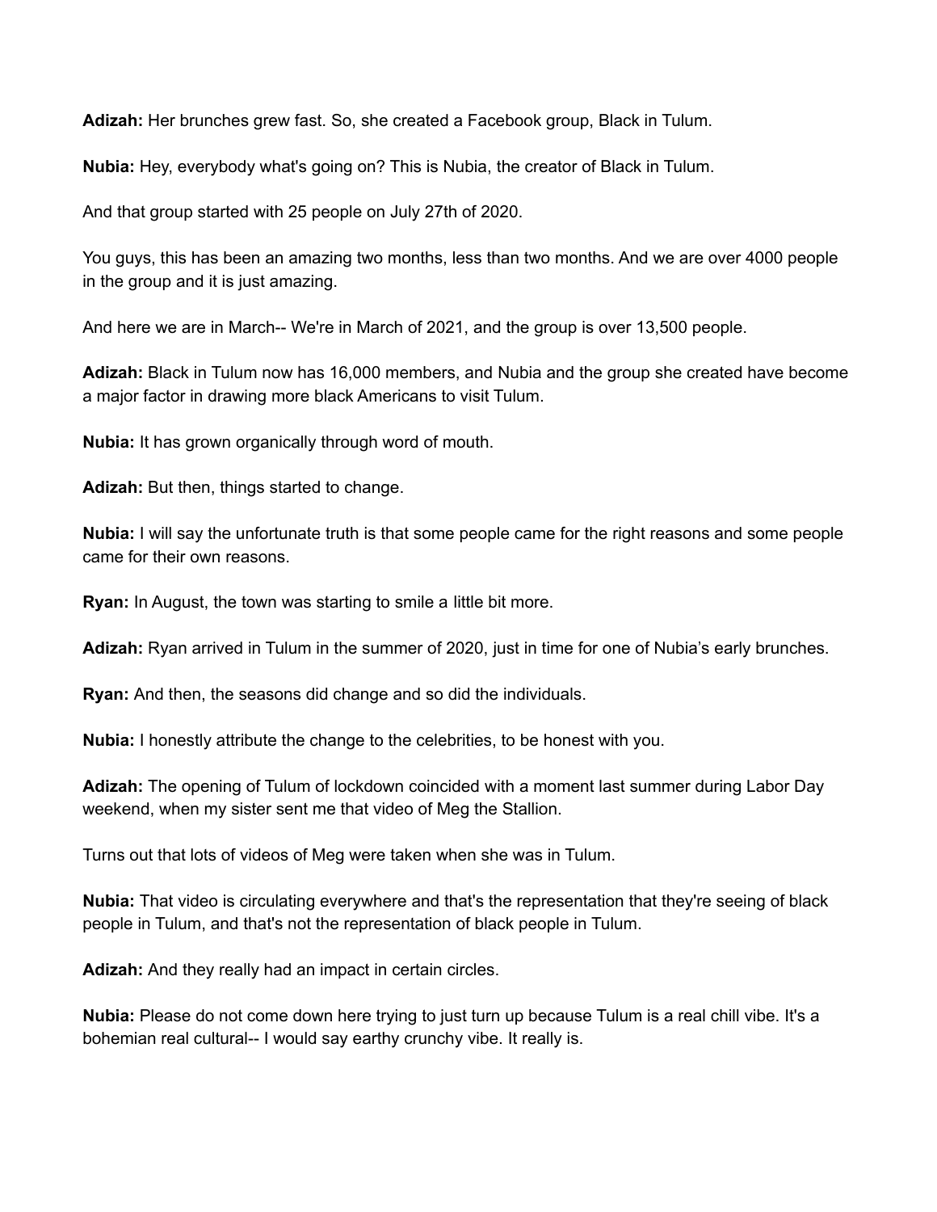**Adizah:** Her brunches grew fast. So, she created a Facebook group, Black in Tulum.

**Nubia:** Hey, everybody what's going on? This is Nubia, the creator of Black in Tulum.

And that group started with 25 people on July 27th of 2020.

You guys, this has been an amazing two months, less than two months. And we are over 4000 people in the group and it is just amazing.

And here we are in March-- We're in March of 2021, and the group is over 13,500 people.

**Adizah:** Black in Tulum now has 16,000 members, and Nubia and the group she created have become a major factor in drawing more black Americans to visit Tulum.

**Nubia:** It has grown organically through word of mouth.

**Adizah:** But then, things started to change.

**Nubia:** I will say the unfortunate truth is that some people came for the right reasons and some people came for their own reasons.

**Ryan:** In August, the town was starting to smile a little bit more.

**Adizah:** Ryan arrived in Tulum in the summer of 2020, just in time for one of Nubia's early brunches.

**Ryan:** And then, the seasons did change and so did the individuals.

**Nubia:** I honestly attribute the change to the celebrities, to be honest with you.

**Adizah:** The opening of Tulum of lockdown coincided with a moment last summer during Labor Day weekend, when my sister sent me that video of Meg the Stallion.

Turns out that lots of videos of Meg were taken when she was in Tulum.

**Nubia:** That video is circulating everywhere and that's the representation that they're seeing of black people in Tulum, and that's not the representation of black people in Tulum.

**Adizah:** And they really had an impact in certain circles.

**Nubia:** Please do not come down here trying to just turn up because Tulum is a real chill vibe. It's a bohemian real cultural-- I would say earthy crunchy vibe. It really is.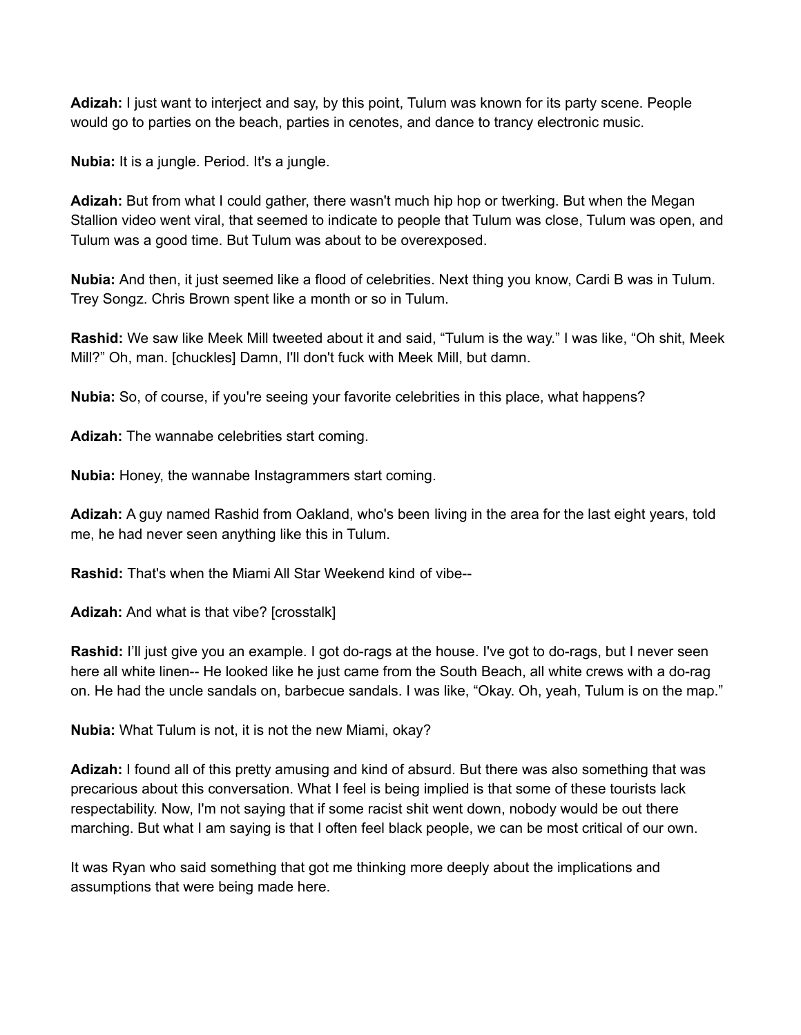**Adizah:** I just want to interject and say, by this point, Tulum was known for its party scene. People would go to parties on the beach, parties in cenotes, and dance to trancy electronic music.

**Nubia:** It is a jungle. Period. It's a jungle.

**Adizah:** But from what I could gather, there wasn't much hip hop or twerking. But when the Megan Stallion video went viral, that seemed to indicate to people that Tulum was close, Tulum was open, and Tulum was a good time. But Tulum was about to be overexposed.

**Nubia:** And then, it just seemed like a flood of celebrities. Next thing you know, Cardi B was in Tulum. Trey Songz. Chris Brown spent like a month or so in Tulum.

**Rashid:** We saw like Meek Mill tweeted about it and said, "Tulum is the way." I was like, "Oh shit, Meek Mill?" Oh, man. [chuckles] Damn, I'll don't fuck with Meek Mill, but damn.

**Nubia:** So, of course, if you're seeing your favorite celebrities in this place, what happens?

**Adizah:** The wannabe celebrities start coming.

**Nubia:** Honey, the wannabe Instagrammers start coming.

**Adizah:** A guy named Rashid from Oakland, who's been living in the area for the last eight years, told me, he had never seen anything like this in Tulum.

**Rashid:** That's when the Miami All Star Weekend kind of vibe--

**Adizah:** And what is that vibe? [crosstalk]

**Rashid:** I'll just give you an example. I got do-rags at the house. I've got to do-rags, but I never seen here all white linen-- He looked like he just came from the South Beach, all white crews with a do-rag on. He had the uncle sandals on, barbecue sandals. I was like, "Okay. Oh, yeah, Tulum is on the map."

**Nubia:** What Tulum is not, it is not the new Miami, okay?

**Adizah:** I found all of this pretty amusing and kind of absurd. But there was also something that was precarious about this conversation. What I feel is being implied is that some of these tourists lack respectability. Now, I'm not saying that if some racist shit went down, nobody would be out there marching. But what I am saying is that I often feel black people, we can be most critical of our own.

It was Ryan who said something that got me thinking more deeply about the implications and assumptions that were being made here.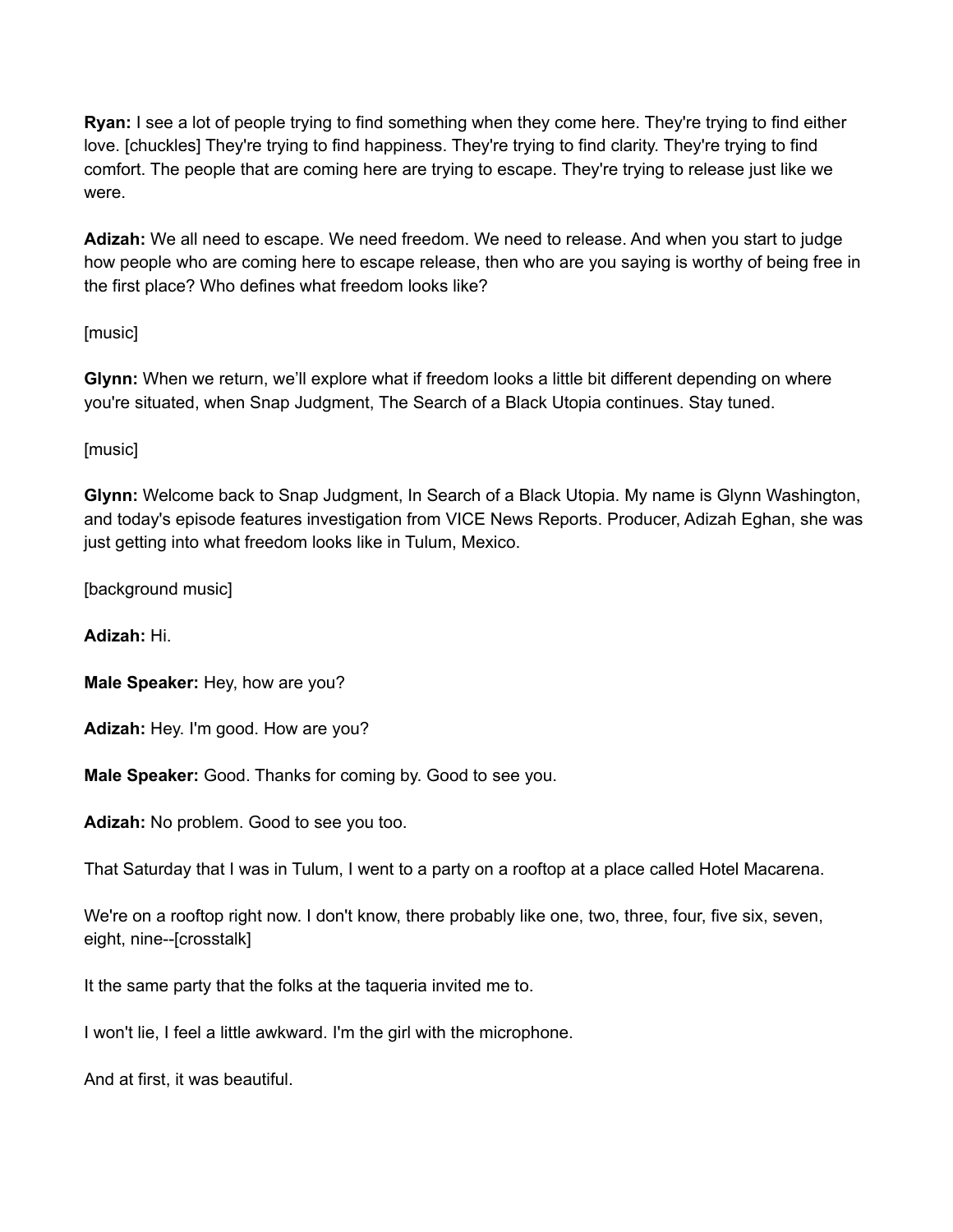**Ryan:** I see a lot of people trying to find something when they come here. They're trying to find either love. [chuckles] They're trying to find happiness. They're trying to find clarity. They're trying to find comfort. The people that are coming here are trying to escape. They're trying to release just like we were.

**Adizah:** We all need to escape. We need freedom. We need to release. And when you start to judge how people who are coming here to escape release, then who are you saying is worthy of being free in the first place? Who defines what freedom looks like?

[music]

**Glynn:** When we return, we'll explore what if freedom looks a little bit different depending on where you're situated, when Snap Judgment, The Search of a Black Utopia continues. Stay tuned.

[music]

**Glynn:** Welcome back to Snap Judgment, In Search of a Black Utopia. My name is Glynn Washington, and today's episode features investigation from VICE News Reports. Producer, Adizah Eghan, she was just getting into what freedom looks like in Tulum, Mexico.

[background music]

**Adizah:** Hi.

**Male Speaker:** Hey, how are you?

**Adizah:** Hey. I'm good. How are you?

**Male Speaker:** Good. Thanks for coming by. Good to see you.

**Adizah:** No problem. Good to see you too.

That Saturday that I was in Tulum, I went to a party on a rooftop at a place called Hotel Macarena.

We're on a rooftop right now. I don't know, there probably like one, two, three, four, five six, seven, eight, nine--[crosstalk]

It the same party that the folks at the taqueria invited me to.

I won't lie, I feel a little awkward. I'm the girl with the microphone.

And at first, it was beautiful.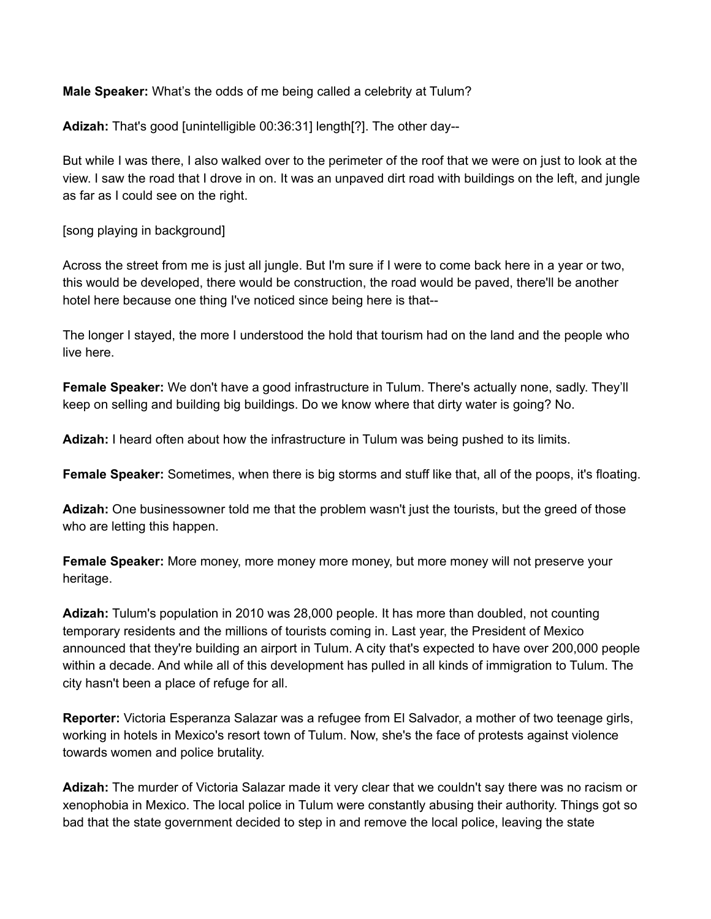**Male Speaker:** What's the odds of me being called a celebrity at Tulum?

**Adizah:** That's good [unintelligible 00:36:31] length[?]. The other day--

But while I was there, I also walked over to the perimeter of the roof that we were on just to look at the view. I saw the road that I drove in on. It was an unpaved dirt road with buildings on the left, and jungle as far as I could see on the right.

[song playing in background]

Across the street from me is just all jungle. But I'm sure if I were to come back here in a year or two, this would be developed, there would be construction, the road would be paved, there'll be another hotel here because one thing I've noticed since being here is that--

The longer I stayed, the more I understood the hold that tourism had on the land and the people who live here.

**Female Speaker:** We don't have a good infrastructure in Tulum. There's actually none, sadly. They'll keep on selling and building big buildings. Do we know where that dirty water is going? No.

**Adizah:** I heard often about how the infrastructure in Tulum was being pushed to its limits.

**Female Speaker:** Sometimes, when there is big storms and stuff like that, all of the poops, it's floating.

**Adizah:** One businessowner told me that the problem wasn't just the tourists, but the greed of those who are letting this happen.

**Female Speaker:** More money, more money more money, but more money will not preserve your heritage.

**Adizah:** Tulum's population in 2010 was 28,000 people. It has more than doubled, not counting temporary residents and the millions of tourists coming in. Last year, the President of Mexico announced that they're building an airport in Tulum. A city that's expected to have over 200,000 people within a decade. And while all of this development has pulled in all kinds of immigration to Tulum. The city hasn't been a place of refuge for all.

**Reporter:** Victoria Esperanza Salazar was a refugee from El Salvador, a mother of two teenage girls, working in hotels in Mexico's resort town of Tulum. Now, she's the face of protests against violence towards women and police brutality.

**Adizah:** The murder of Victoria Salazar made it very clear that we couldn't say there was no racism or xenophobia in Mexico. The local police in Tulum were constantly abusing their authority. Things got so bad that the state government decided to step in and remove the local police, leaving the state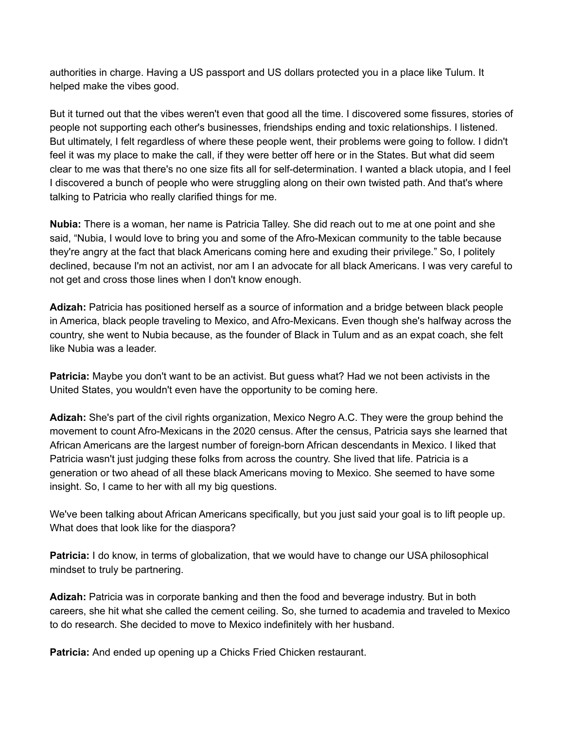authorities in charge. Having a US passport and US dollars protected you in a place like Tulum. It helped make the vibes good.

But it turned out that the vibes weren't even that good all the time. I discovered some fissures, stories of people not supporting each other's businesses, friendships ending and toxic relationships. I listened. But ultimately, I felt regardless of where these people went, their problems were going to follow. I didn't feel it was my place to make the call, if they were better off here or in the States. But what did seem clear to me was that there's no one size fits all for self-determination. I wanted a black utopia, and I feel I discovered a bunch of people who were struggling along on their own twisted path. And that's where talking to Patricia who really clarified things for me.

**Nubia:** There is a woman, her name is Patricia Talley. She did reach out to me at one point and she said, "Nubia, I would love to bring you and some of the Afro-Mexican community to the table because they're angry at the fact that black Americans coming here and exuding their privilege." So, I politely declined, because I'm not an activist, nor am I an advocate for all black Americans. I was very careful to not get and cross those lines when I don't know enough.

**Adizah:** Patricia has positioned herself as a source of information and a bridge between black people in America, black people traveling to Mexico, and Afro-Mexicans. Even though she's halfway across the country, she went to Nubia because, as the founder of Black in Tulum and as an expat coach, she felt like Nubia was a leader.

**Patricia:** Maybe you don't want to be an activist. But guess what? Had we not been activists in the United States, you wouldn't even have the opportunity to be coming here.

**Adizah:** She's part of the civil rights organization, Mexico Negro A.C. They were the group behind the movement to count Afro-Mexicans in the 2020 census. After the census, Patricia says she learned that African Americans are the largest number of foreign-born African descendants in Mexico. I liked that Patricia wasn't just judging these folks from across the country. She lived that life. Patricia is a generation or two ahead of all these black Americans moving to Mexico. She seemed to have some insight. So, I came to her with all my big questions.

We've been talking about African Americans specifically, but you just said your goal is to lift people up. What does that look like for the diaspora?

**Patricia:** I do know, in terms of globalization, that we would have to change our USA philosophical mindset to truly be partnering.

**Adizah:** Patricia was in corporate banking and then the food and beverage industry. But in both careers, she hit what she called the cement ceiling. So, she turned to academia and traveled to Mexico to do research. She decided to move to Mexico indefinitely with her husband.

**Patricia:** And ended up opening up a Chicks Fried Chicken restaurant.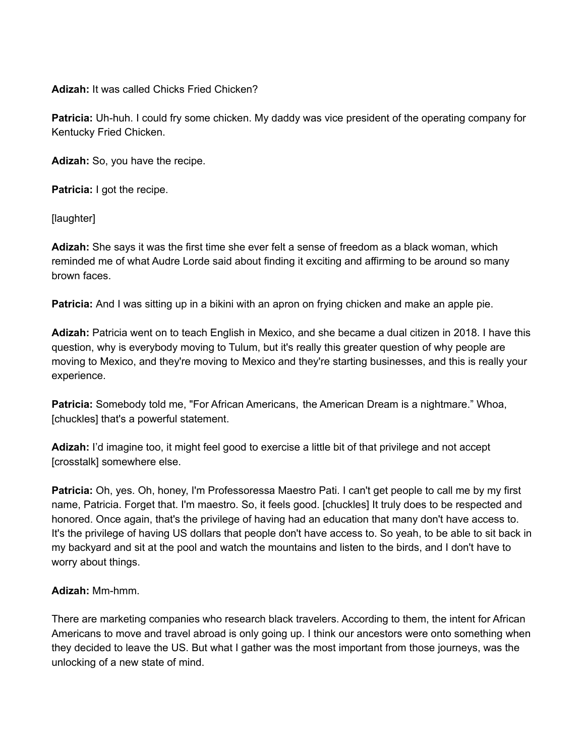**Adizah:** It was called Chicks Fried Chicken?

**Patricia:** Uh-huh. I could fry some chicken. My daddy was vice president of the operating company for Kentucky Fried Chicken.

**Adizah:** So, you have the recipe.

**Patricia:** I got the recipe.

[laughter]

**Adizah:** She says it was the first time she ever felt a sense of freedom as a black woman, which reminded me of what Audre Lorde said about finding it exciting and affirming to be around so many brown faces.

**Patricia:** And I was sitting up in a bikini with an apron on frying chicken and make an apple pie.

**Adizah:** Patricia went on to teach English in Mexico, and she became a dual citizen in 2018. I have this question, why is everybody moving to Tulum, but it's really this greater question of why people are moving to Mexico, and they're moving to Mexico and they're starting businesses, and this is really your experience.

**Patricia:** Somebody told me, "For African Americans, the American Dream is a nightmare." Whoa, [chuckles] that's a powerful statement.

**Adizah:** I'd imagine too, it might feel good to exercise a little bit of that privilege and not accept [crosstalk] somewhere else.

**Patricia:** Oh, yes. Oh, honey, I'm Professoressa Maestro Pati. I can't get people to call me by my first name, Patricia. Forget that. I'm maestro. So, it feels good. [chuckles] It truly does to be respected and honored. Once again, that's the privilege of having had an education that many don't have access to. It's the privilege of having US dollars that people don't have access to. So yeah, to be able to sit back in my backyard and sit at the pool and watch the mountains and listen to the birds, and I don't have to worry about things.

**Adizah:** Mm-hmm.

There are marketing companies who research black travelers. According to them, the intent for African Americans to move and travel abroad is only going up. I think our ancestors were onto something when they decided to leave the US. But what I gather was the most important from those journeys, was the unlocking of a new state of mind.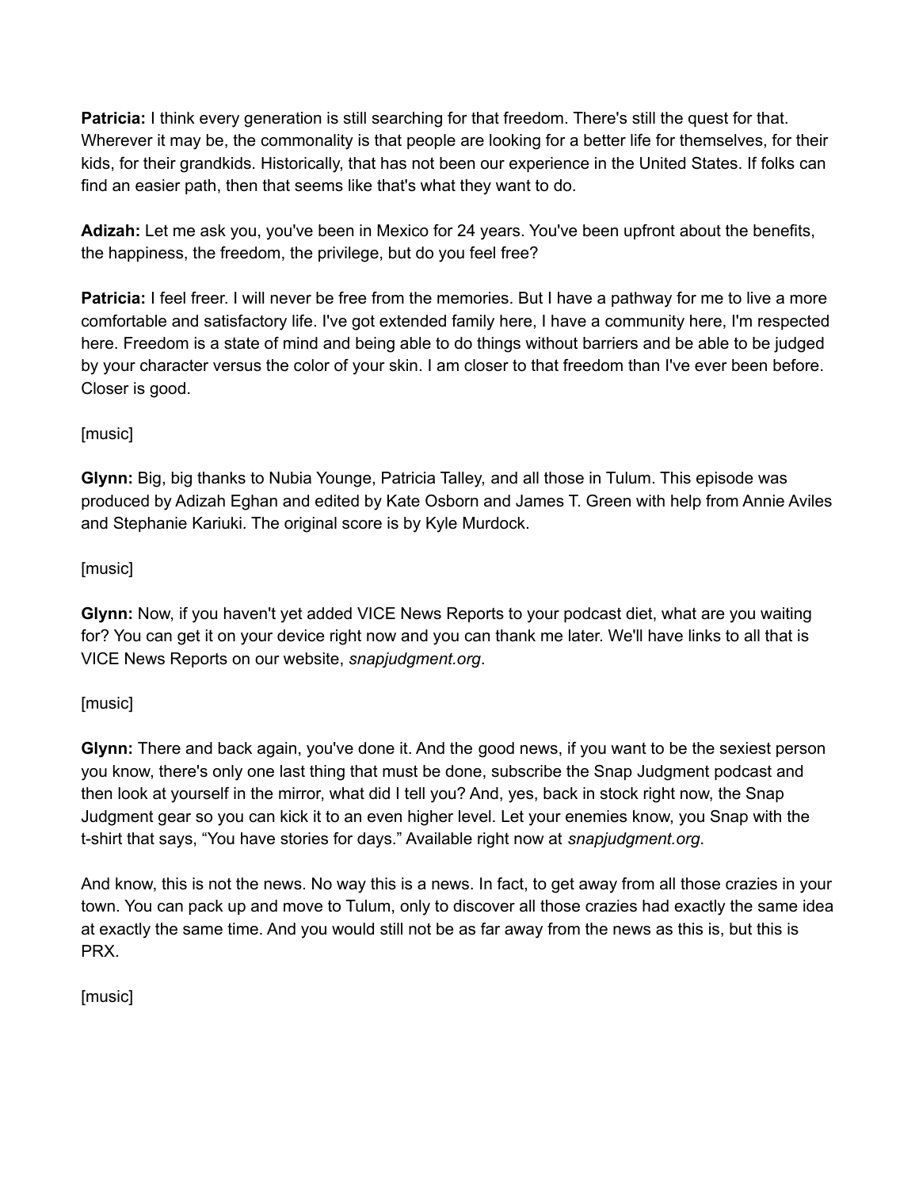**Patricia:** I think every generation is still searching for that freedom. There's still the quest for that. Wherever it may be, the commonality is that people are looking for a better life for themselves, for their kids, for their grandkids. Historically, that has not been our experience in the United States. If folks can find an easier path, then that seems like that's what they want to do.

**Adizah:** Let me ask you, you've been in Mexico for 24 years. You've been upfront about the benefits, the happiness, the freedom, the privilege, but do you feel free?

**Patricia:** I feel freer. I will never be free from the memories. But I have a pathway for me to live a more comfortable and satisfactory life. I've got extended family here, I have a community here, I'm respected here. Freedom is a state of mind and being able to do things without barriers and be able to be judged by your character versus the color of your skin. I am closer to that freedom than I've ever been before. Closer is good.

[music]

**Glynn:** Big, big thanks to Nubia Younge, Patricia Talley, and all those in Tulum. This episode was produced by Adizah Eghan and edited by Kate Osborn and James T. Green with help from Annie Aviles and Stephanie Kariuki. The original score is by Kyle Murdock.

[music]

**Glynn:** Now, if you haven't yet added VICE News Reports to your podcast diet, what are you waiting for? You can get it on your device right now and you can thank me later. We'll have links to all that is VICE News Reports on our website, *snapjudgment.org*.

[music]

**Glynn:** There and back again, you've done it. And the good news, if you want to be the sexiest person you know, there's only one last thing that must be done, subscribe the Snap Judgment podcast and then look at yourself in the mirror, what did I tell you? And, yes, back in stock right now, the Snap Judgment gear so you can kick it to an even higher level. Let your enemies know, you Snap with the t-shirt that says, "You have stories for days." Available right now at *snapjudgment.org*.

And know, this is not the news. No way this is a news. In fact, to get away from all those crazies in your town. You can pack up and move to Tulum, only to discover all those crazies had exactly the same idea at exactly the same time. And you would still not be as far away from the news as this is, but this is PRX.

[music]